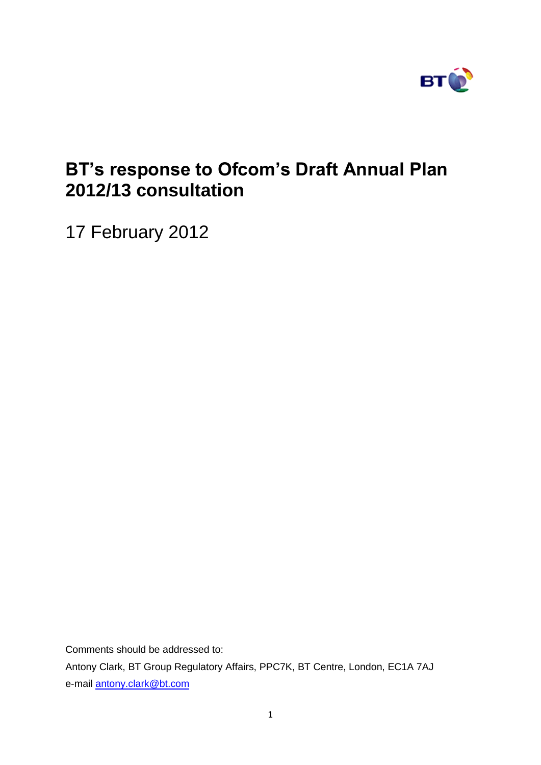# BT's response to Ofcom's Draft Annual Plan 2012/13 consultation

17 February 2012

Comments should be addressed to:

Antony Clark, BT Group Regulatory Affairs, PPC7K, BT Centre, London, EC1A 7AJ

e-mail antony.clark@bt.com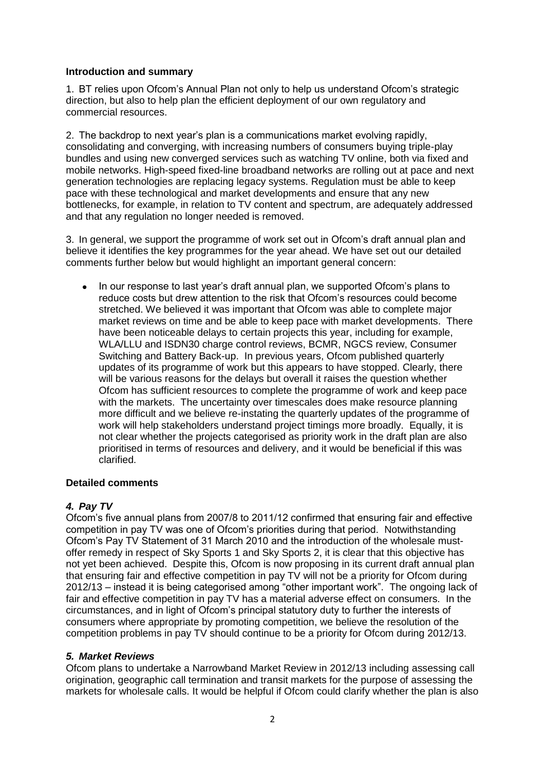## Introduction and summary

1. BT relies upon Ofcom's Annual Plan not only to help us understand Ofcom's strategic direction, but also to help plan the efficient deployment of our own regulatory and commercial resources.

2. The backdrop to next year's plan is a communications market evolving rapidly, consolidating and converging, with increasing numbers of consumers buying triple-play bundles and using new converged services such as watching TV online, both via fixed and mobile networks. High-speed fixed-line broadband networks are rolling out at pace and next generation technologies are replacing legacy systems. Regulation must be able to keep pace with these technological and market developments and ensure that any new bottlenecks, for example, in relation to TV content and spectrum, are adequately addressed and that any regulation no longer needed is removed.

3. In general, we support the programme of work set out in Ofcom's draft annual plan and believe it identifies the key programmes for the year ahead. We have set out our detailed comments further below but would highlight an important general concern:

- In our response to last year's draft annual plan, we supported Ofcom's plans to reduce costs but drew attention to the risk that Ofcom's resources could become stretched. We believed it was important that Ofcom was able to complete major market reviews on time and be able to keep pace with market developments. There have been noticeable delays to certain projects this year, including for example, WLA/LLU and ISDN30 charge control reviews, BCMR, NGCS review, Consumer Switching and Battery Back-up. In previous years, Ofcom published quarterly updates of its programme of work but this appears to have stopped. Clearly, there will be various reasons for the delays but overall it raises the question whether Ofcom has sufficient resources to complete the programme of work and keep pace with the markets. The uncertainty over timescales does make resource planning more difficult and we believe re-instating the quarterly updates of the programme of work will help stakeholders understand project timings more broadly. Equally, it is not clear whether the projects categorised as priority work in the draft plan are also prioritised in terms of resources and delivery, and it would be beneficial if this was clarified.

## Detailed comments

### *4. Pay TV*

Ofcom's five annual plans from 2007/8 to 2011/12 confirmed that ensuring fair and effective competition in pay TV was one of Ofcom's priorities during that period. Notwithstanding Ofcom's Pay TV Statement of 31 March 2010 and the introduction of the wholesale must-offer remedy in respect of Sky Sports 1 and Sky Sports 2, it is clear that this objective has not yet been achieved. Despite this, Ofcom is now proposing in its current draft annual plan that ensuring fair and effective competition in pay TV will not be a priority for Ofcom during 2012/13 – instead it is being categorised among "other important work". The ongoing lack of fair and effective competition in pay TV has a material adverse effect on consumers. In the circumstances, and in light of Ofcom's principal statutory duty to further the interests of consumers where appropriate by promoting competition, we believe the resolution of the competition problems in pay TV should continue to be a priority for Ofcom during 2012/13.

### *5. Market Reviews*

Ofcom plans to undertake a Narrowband Market Review in 2012/13 including assessing call origination, geographic call termination and transit markets for the purpose of assessing the markets for wholesale calls. It would be helpful if Ofcom could clarify whether the plan is also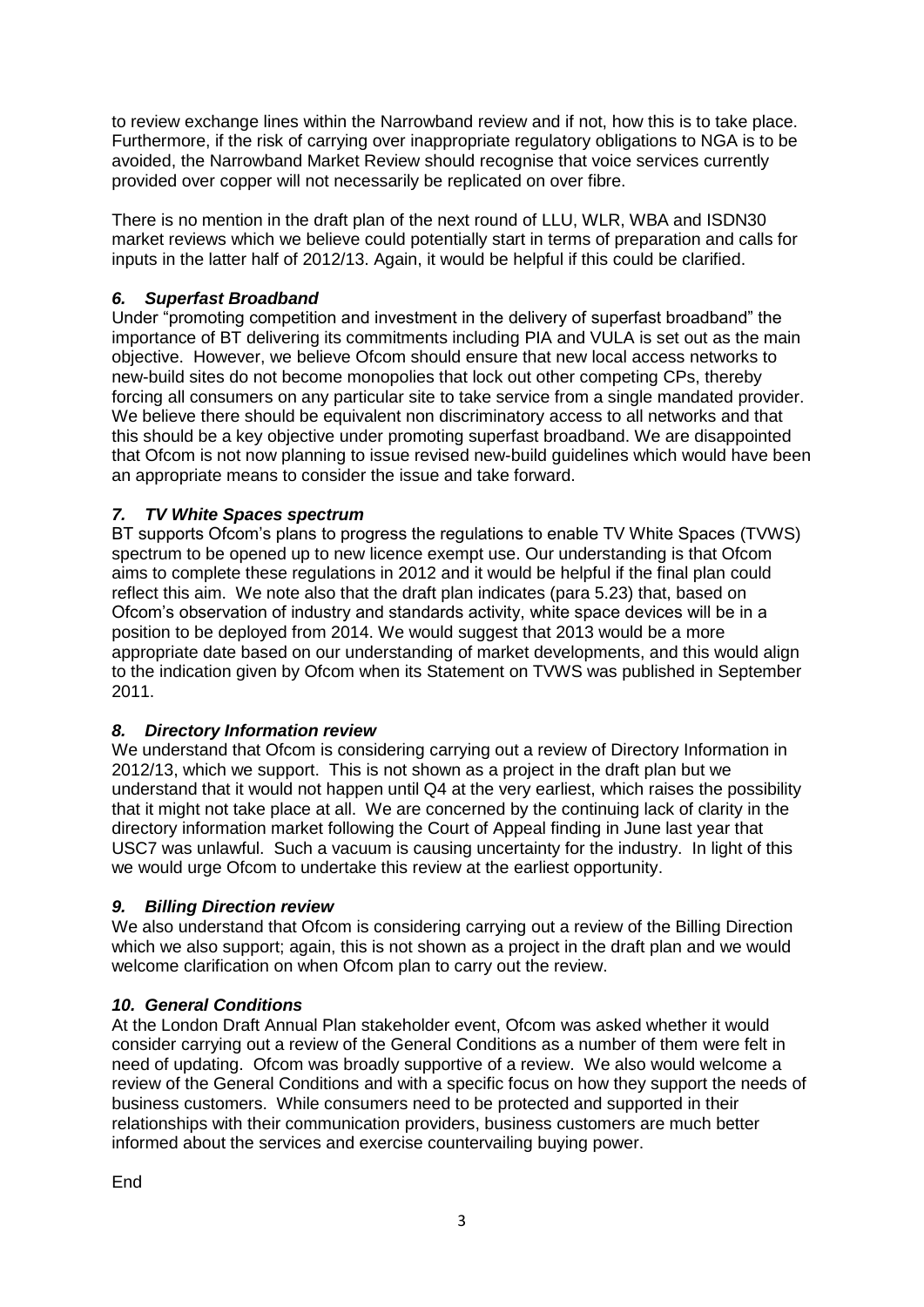to review exchange lines within the Narrowband review and if not, how this is to take place. Furthermore, if the risk of carrying over inappropriate regulatory obligations to NGA is to be avoided, the Narrowband Market Review should recognise that voice services currently provided over copper will not necessarily be replicated on over fibre.

There is no mention in the draft plan of the next round of LLU, WLR, WBA and ISDN30 market reviews which we believe could potentially start in terms of preparation and calls for inputs in the latter half of 2012/13. Again, it would be helpful if this could be clarified.

### *6. Superfast Broadband*

Under "promoting competition and investment in the delivery of superfast broadband" the importance of BT delivering its commitments including PIA and VULA is set out as the main objective. However, we believe Ofcom should ensure that new local access networks to new-build sites do not become monopolies that lock out other competing CPs, thereby forcing all consumers on any particular site to take service from a single mandated provider. We believe there should be equivalent non discriminatory access to all networks and that this should be a key objective under promoting superfast broadband. We are disappointed that Ofcom is not now planning to issue revised new-build guidelines which would have been an appropriate means to consider the issue and take forward.

### *7. TV White Spaces spectrum*

BT supports Ofcom's plans to progress the regulations to enable TV White Spaces (TVWS) spectrum to be opened up to new licence exempt use. Our understanding is that Ofcom aims to complete these regulations in 2012 and it would be helpful if the final plan could reflect this aim. We note also that the draft plan indicates (para 5.23) that, based on Ofcom's observation of industry and standards activity, white space devices will be in a position to be deployed from 2014. We would suggest that 2013 would be a more appropriate date based on our understanding of market developments, and this would align to the indication given by Ofcom when its Statement on TVWS was published in September 2011.

### *8. Directory Information review*

We understand that Ofcom is considering carrying out a review of Directory Information in 2012/13, which we support. This is not shown as a project in the draft plan but we understand that it would not happen until Q4 at the very earliest, which raises the possibility that it might not take place at all. We are concerned by the continuing lack of clarity in the directory information market following the Court of Appeal finding in June last year that USC7 was unlawful. Such a vacuum is causing uncertainty for the industry. In light of this we would urge Ofcom to undertake this review at the earliest opportunity.

### *9. Billing Direction review*

We also understand that Ofcom is considering carrying out a review of the Billing Direction which we also support; again, this is not shown as a project in the draft plan and we would welcome clarification on when Ofcom plan to carry out the review.

### *10. General Conditions*

At the London Draft Annual Plan stakeholder event, Ofcom was asked whether it would consider carrying out a review of the General Conditions as a number of them were felt in need of updating. Ofcom was broadly supportive of a review. We also would welcome a review of the General Conditions and with a specific focus on how they support the needs of business customers. While consumers need to be protected and supported in their relationships with their communication providers, business customers are much better informed about the services and exercise countervailing buying power.

End